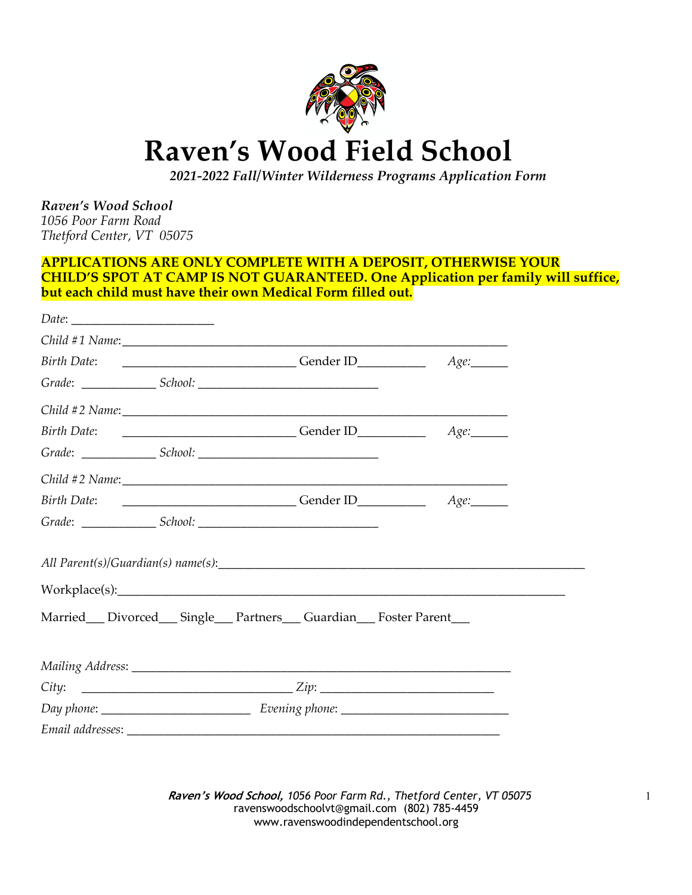# Raven's Wood Field School

***2021-2022 Fall/Winter Wilderness Programs Application Form***

***Raven's Wood School***
*1056 Poor Farm Road*
*Thetford Center, VT 05075*

**APPLICATIONS ARE ONLY COMPLETE WITH A DEPOSIT, OTHERWISE YOUR CHILD'S SPOT AT CAMP IS NOT GUARANTEED. One Application per family will suffice, but each child must have their own Medical Form filled out.**

*Date*: ______________________

*Child #1 Name*:______________________________________________________________

*Birth Date*: ___________________________ Gender ID__________ *Age*:______

*Grade*: ___________ *School*: ____________________________

*Child #2 Name*:______________________________________________________________

*Birth Date*: ___________________________ Gender ID__________ *Age*:______

*Grade*: ___________ *School*: ____________________________

*Child #2 Name*:______________________________________________________________

*Birth Date*: ___________________________ Gender ID__________ *Age*:______

*Grade*: ___________ *School*: ____________________________

*All Parent(s)/Guardian(s) name(s)*:________________________________________________________

Workplace(s):____________________________________________________________________

Married___ Divorced___ Single___ Partners___ Guardian___ Foster Parent___

*Mailing Address*: ___________________________________________________________

*City*: _______________________________ *Zip*: __________________________

*Day phone*: _______________________ *Evening phone*: _________________________

*Email addresses*: ___________________________________________________________

***Raven's Wood School,*** *1056 Poor Farm Rd., Thetford Center, VT 05075*
ravenswoodschoolvt@gmail.com (802) 785-4459
www.ravenswoodindependentschool.org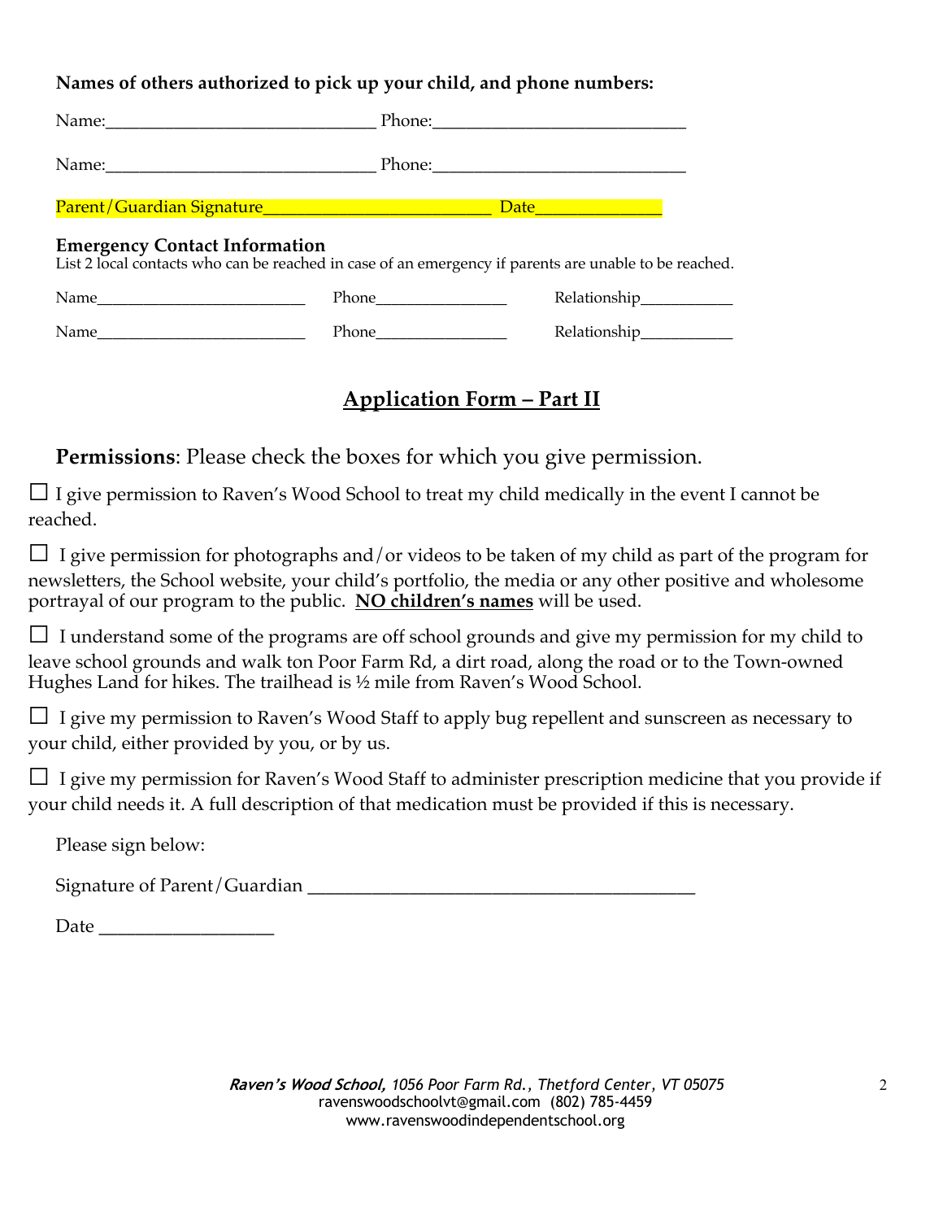**Names of others authorized to pick up your child, and phone numbers:**

Name:______________________________ Phone:___________________________

Name:______________________________ Phone:___________________________

Parent/Guardian Signature_________________________ Date_____________

**Emergency Contact Information**
List 2 local contacts who can be reached in case of an emergency if parents are unable to be reached.

Name________________________ Phone_______________ Relationship___________

Name________________________ Phone_______________ Relationship___________

## <u>Application Form – Part II</u>

**Permissions**: Please check the boxes for which you give permission.

☐ I give permission to Raven's Wood School to treat my child medically in the event I cannot be reached.

☐ I give permission for photographs and/or videos to be taken of my child as part of the program for newsletters, the School website, your child's portfolio, the media or any other positive and wholesome portrayal of our program to the public. **<u>NO children's names</u>** will be used.

☐ I understand some of the programs are off school grounds and give my permission for my child to leave school grounds and walk ton Poor Farm Rd, a dirt road, along the road or to the Town-owned Hughes Land for hikes. The trailhead is ½ mile from Raven's Wood School.

☐ I give my permission to Raven's Wood Staff to apply bug repellent and sunscreen as necessary to your child, either provided by you, or by us.

☐ I give my permission for Raven's Wood Staff to administer prescription medicine that you provide if your child needs it. A full description of that medication must be provided if this is necessary.

Please sign below:

Signature of Parent/Guardian ________________________________________

Date __________________

***Raven's Wood School,*** *1056 Poor Farm Rd., Thetford Center, VT 05075*
ravenswoodschoolvt@gmail.com (802) 785-4459
www.ravenswoodindependentschool.org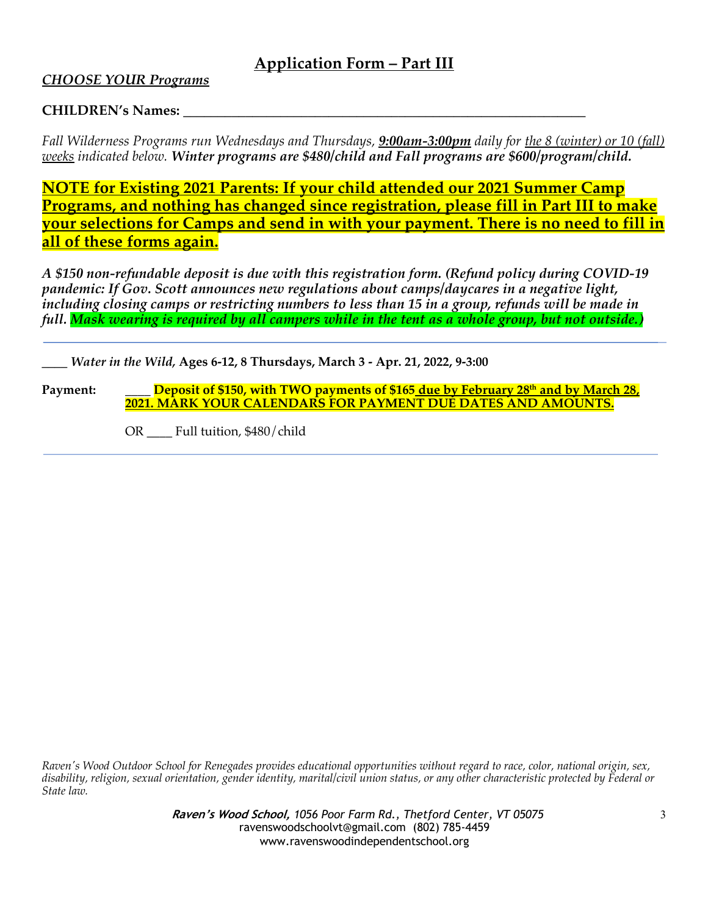## Application Form – Part III

*CHOOSE YOUR Programs*

**CHILDREN's Names: ____________________________________________________________**

*Fall Wilderness Programs run Wednesdays and Thursdays, **9:00am-3:00pm** daily for the 8 (winter) or 10 (fall) weeks indicated below. **Winter programs are $480/child and Fall programs are $600/program/child.***

**NOTE for Existing 2021 Parents: If your child attended our 2021 Summer Camp Programs, and nothing has changed since registration, please fill in Part III to make your selections for Camps and send in with your payment. There is no need to fill in all of these forms again.**

***A $150 non-refundable deposit is due with this registration form. (Refund policy during COVID-19 pandemic: If Gov. Scott announces new regulations about camps/daycares in a negative light, including closing camps or restricting numbers to less than 15 in a group, refunds will be made in full. Mask wearing is required by all campers while in the tent as a whole group, but not outside.)***

---

____ *Water in the Wild,* **Ages 6-12, 8 Thursdays, March 3 - Apr. 21, 2022, 9-3:00**

**Payment:** ____ **Deposit of $150, with TWO payments of $165 due by February 28th and by March 28, 2021. MARK YOUR CALENDARS FOR PAYMENT DUE DATES AND AMOUNTS.**

OR ____ Full tuition, $480/child

---

*Raven's Wood Outdoor School for Renegades provides educational opportunities without regard to race, color, national origin, sex, disability, religion, sexual orientation, gender identity, marital/civil union status, or any other characteristic protected by Federal or State law.*

***Raven's Wood School,*** *1056 Poor Farm Rd., Thetford Center, VT 05075*
ravenswoodschoolvt@gmail.com (802) 785-4459
www.ravenswoodindependentschool.org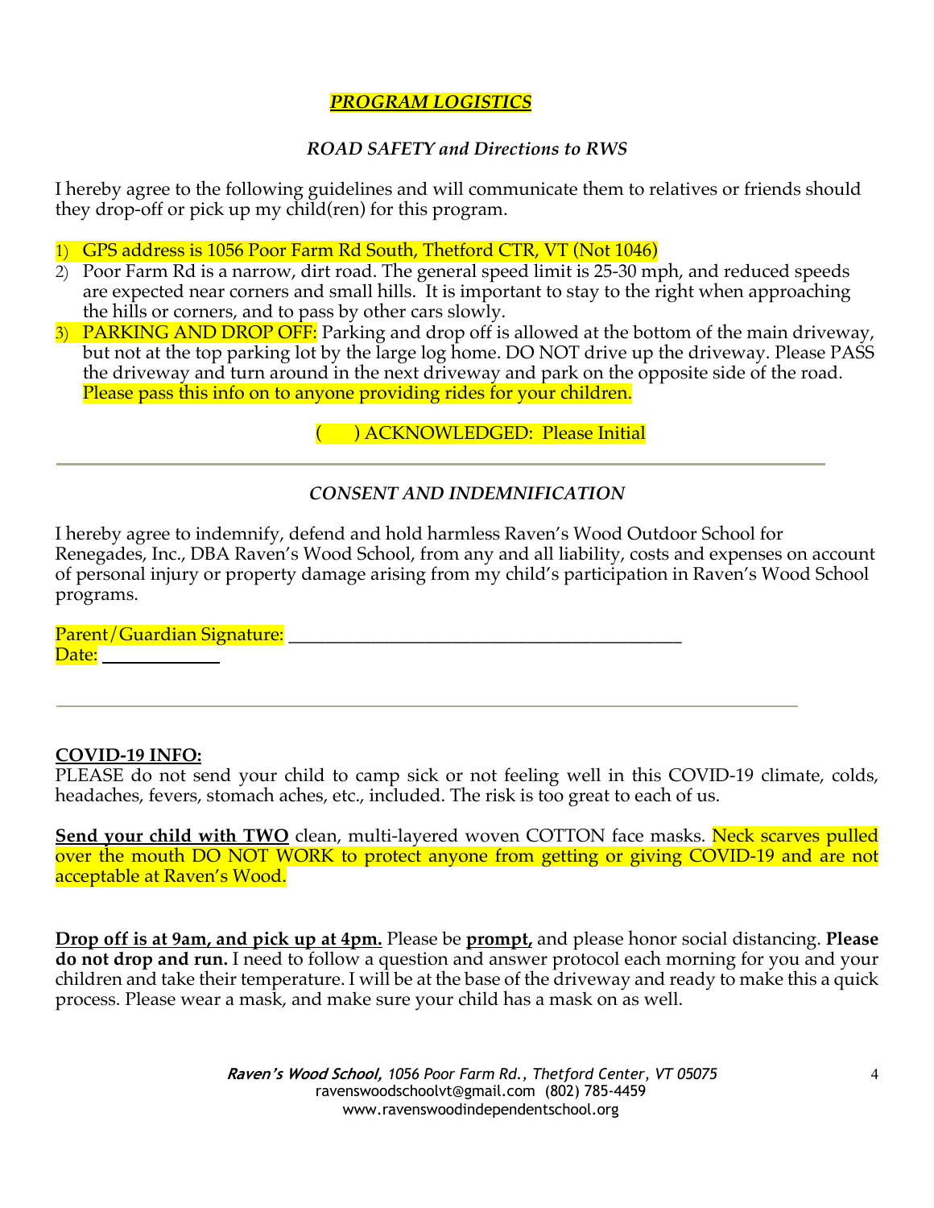## ***PROGRAM LOGISTICS***

### *ROAD SAFETY and Directions to RWS*

I hereby agree to the following guidelines and will communicate them to relatives or friends should they drop-off or pick up my child(ren) for this program.

1) GPS address is 1056 Poor Farm Rd South, Thetford CTR, VT (Not 1046)
2) Poor Farm Rd is a narrow, dirt road. The general speed limit is 25-30 mph, and reduced speeds are expected near corners and small hills. It is important to stay to the right when approaching the hills or corners, and to pass by other cars slowly.
3) PARKING AND DROP OFF: Parking and drop off is allowed at the bottom of the main driveway, but not at the top parking lot by the large log home. DO NOT drive up the driveway. Please PASS the driveway and turn around in the next driveway and park on the opposite side of the road. Please pass this info on to anyone providing rides for your children.

( ) ACKNOWLEDGED: Please Initial

---

### *CONSENT AND INDEMNIFICATION*

I hereby agree to indemnify, defend and hold harmless Raven's Wood Outdoor School for Renegades, Inc., DBA Raven's Wood School, from any and all liability, costs and expenses on account of personal injury or property damage arising from my child's participation in Raven's Wood School programs.

Parent/Guardian Signature: ___________________________________________
Date: ____________

---

**COVID-19 INFO:**
PLEASE do not send your child to camp sick or not feeling well in this COVID-19 climate, colds, headaches, fevers, stomach aches, etc., included. The risk is too great to each of us.

**Send your child with TWO** clean, multi-layered woven COTTON face masks. Neck scarves pulled over the mouth DO NOT WORK to protect anyone from getting or giving COVID-19 and are not acceptable at Raven's Wood.

**Drop off is at 9am, and pick up at 4pm.** Please be **prompt,** and please honor social distancing. **Please do not drop and run.** I need to follow a question and answer protocol each morning for you and your children and take their temperature. I will be at the base of the driveway and ready to make this a quick process. Please wear a mask, and make sure your child has a mask on as well.

***Raven's Wood School,*** *1056 Poor Farm Rd., Thetford Center, VT 05075*
ravenswoodschoolvt@gmail.com (802) 785-4459
www.ravenswoodindependentschool.org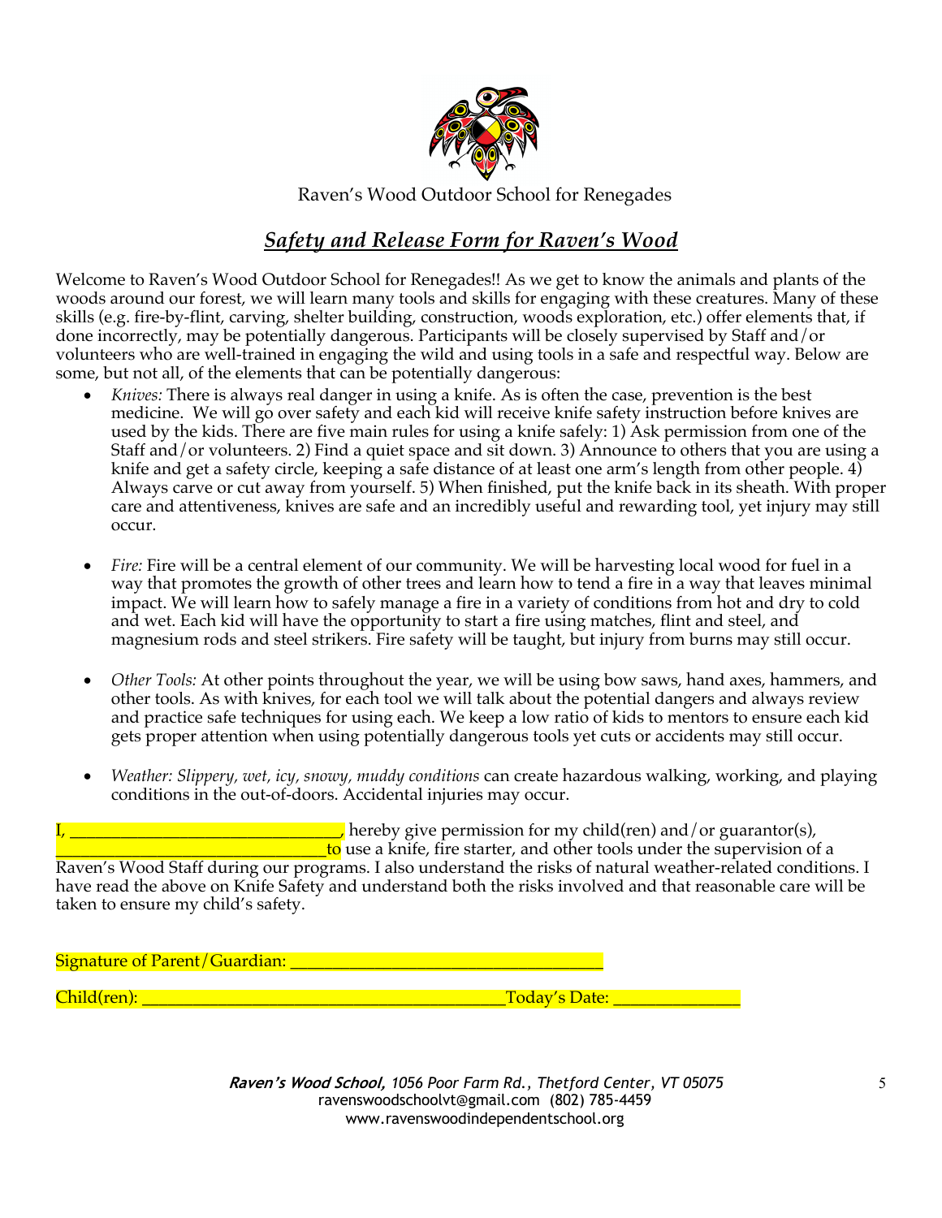Raven's Wood Outdoor School for Renegades

## *Safety and Release Form for Raven's Wood*

Welcome to Raven's Wood Outdoor School for Renegades!! As we get to know the animals and plants of the woods around our forest, we will learn many tools and skills for engaging with these creatures. Many of these skills (e.g. fire-by-flint, carving, shelter building, construction, woods exploration, etc.) offer elements that, if done incorrectly, may be potentially dangerous. Participants will be closely supervised by Staff and/or volunteers who are well-trained in engaging the wild and using tools in a safe and respectful way. Below are some, but not all, of the elements that can be potentially dangerous:

- *Knives:* There is always real danger in using a knife. As is often the case, prevention is the best medicine. We will go over safety and each kid will receive knife safety instruction before knives are used by the kids. There are five main rules for using a knife safely: 1) Ask permission from one of the Staff and/or volunteers. 2) Find a quiet space and sit down. 3) Announce to others that you are using a knife and get a safety circle, keeping a safe distance of at least one arm's length from other people. 4) Always carve or cut away from yourself. 5) When finished, put the knife back in its sheath. With proper care and attentiveness, knives are safe and an incredibly useful and rewarding tool, yet injury may still occur.

- *Fire:* Fire will be a central element of our community. We will be harvesting local wood for fuel in a way that promotes the growth of other trees and learn how to tend a fire in a way that leaves minimal impact. We will learn how to safely manage a fire in a variety of conditions from hot and dry to cold and wet. Each kid will have the opportunity to start a fire using matches, flint and steel, and magnesium rods and steel strikers. Fire safety will be taught, but injury from burns may still occur.

- *Other Tools:* At other points throughout the year, we will be using bow saws, hand axes, hammers, and other tools. As with knives, for each tool we will talk about the potential dangers and always review and practice safe techniques for using each. We keep a low ratio of kids to mentors to ensure each kid gets proper attention when using potentially dangerous tools yet cuts or accidents may still occur.

- *Weather: Slippery, wet, icy, snowy, muddy conditions* can create hazardous walking, working, and playing conditions in the out-of-doors. Accidental injuries may occur.

I, ________________________________, hereby give permission for my child(ren) and/or guarantor(s), ________________________________ to use a knife, fire starter, and other tools under the supervision of a Raven's Wood Staff during our programs. I also understand the risks of natural weather-related conditions. I have read the above on Knife Safety and understand both the risks involved and that reasonable care will be taken to ensure my child's safety.

Signature of Parent/Guardian: ____________________________________

Child(ren): __________________________________________ Today's Date: ______________

***Raven's Wood School,*** *1056 Poor Farm Rd., Thetford Center, VT 05075*
ravenswoodschoolvt@gmail.com (802) 785-4459
www.ravenswoodindependentschool.org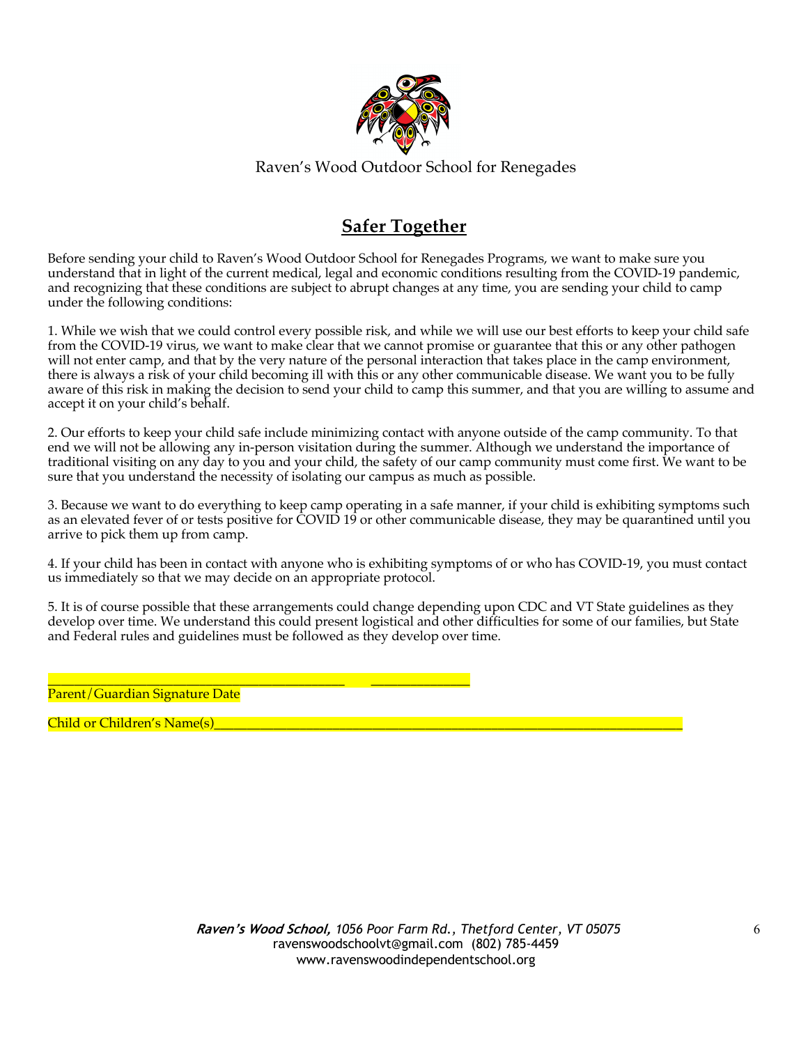Raven's Wood Outdoor School for Renegades

## Safer Together

Before sending your child to Raven's Wood Outdoor School for Renegades Programs, we want to make sure you understand that in light of the current medical, legal and economic conditions resulting from the COVID-19 pandemic, and recognizing that these conditions are subject to abrupt changes at any time, you are sending your child to camp under the following conditions:

1. While we wish that we could control every possible risk, and while we will use our best efforts to keep your child safe from the COVID-19 virus, we want to make clear that we cannot promise or guarantee that this or any other pathogen will not enter camp, and that by the very nature of the personal interaction that takes place in the camp environment, there is always a risk of your child becoming ill with this or any other communicable disease. We want you to be fully aware of this risk in making the decision to send your child to camp this summer, and that you are willing to assume and accept it on your child's behalf.

2. Our efforts to keep your child safe include minimizing contact with anyone outside of the camp community. To that end we will not be allowing any in-person visitation during the summer. Although we understand the importance of traditional visiting on any day to you and your child, the safety of our camp community must come first. We want to be sure that you understand the necessity of isolating our campus as much as possible.

3. Because we want to do everything to keep camp operating in a safe manner, if your child is exhibiting symptoms such as an elevated fever of or tests positive for COVID 19 or other communicable disease, they may be quarantined until you arrive to pick them up from camp.

4. If your child has been in contact with anyone who is exhibiting symptoms of or who has COVID-19, you must contact us immediately so that we may decide on an appropriate protocol.

5. It is of course possible that these arrangements could change depending upon CDC and VT State guidelines as they develop over time. We understand this could present logistical and other difficulties for some of our families, but State and Federal rules and guidelines must be followed as they develop over time.

_____________________________________________ _______________
Parent/Guardian Signature Date

Child or Children's Name(s)_______________________________________________________________________

***Raven's Wood School,*** *1056 Poor Farm Rd., Thetford Center, VT 05075*
ravenswoodschoolvt@gmail.com (802) 785-4459
www.ravenswoodindependentschool.org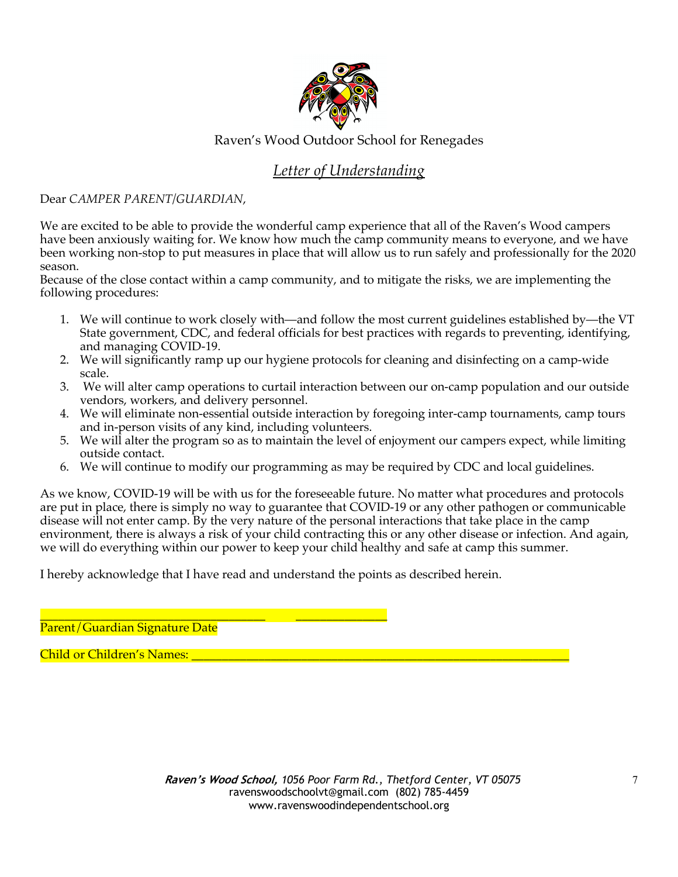Raven's Wood Outdoor School for Renegades

## *Letter of Understanding*

Dear *CAMPER PARENT/GUARDIAN*,

We are excited to be able to provide the wonderful camp experience that all of the Raven's Wood campers have been anxiously waiting for. We know how much the camp community means to everyone, and we have been working non-stop to put measures in place that will allow us to run safely and professionally for the 2020 season.
Because of the close contact within a camp community, and to mitigate the risks, we are implementing the following procedures:

1. We will continue to work closely with—and follow the most current guidelines established by—the VT State government, CDC, and federal officials for best practices with regards to preventing, identifying, and managing COVID-19.
2. We will significantly ramp up our hygiene protocols for cleaning and disinfecting on a camp-wide scale.
3. We will alter camp operations to curtail interaction between our on-camp population and our outside vendors, workers, and delivery personnel.
4. We will eliminate non-essential outside interaction by foregoing inter-camp tournaments, camp tours and in-person visits of any kind, including volunteers.
5. We will alter the program so as to maintain the level of enjoyment our campers expect, while limiting outside contact.
6. We will continue to modify our programming as may be required by CDC and local guidelines.

As we know, COVID-19 will be with us for the foreseeable future. No matter what procedures and protocols are put in place, there is simply no way to guarantee that COVID-19 or any other pathogen or communicable disease will not enter camp. By the very nature of the personal interactions that take place in the camp environment, there is always a risk of your child contracting this or any other disease or infection. And again, we will do everything within our power to keep your child healthy and safe at camp this summer.

I hereby acknowledge that I have read and understand the points as described herein.

___________________________________ ______________
Parent/Guardian Signature Date

Child or Children's Names: ___________________________________________________________

***Raven's Wood School,*** *1056 Poor Farm Rd., Thetford Center, VT 05075*
ravenswoodschoolvt@gmail.com (802) 785-4459
www.ravenswoodindependentschool.org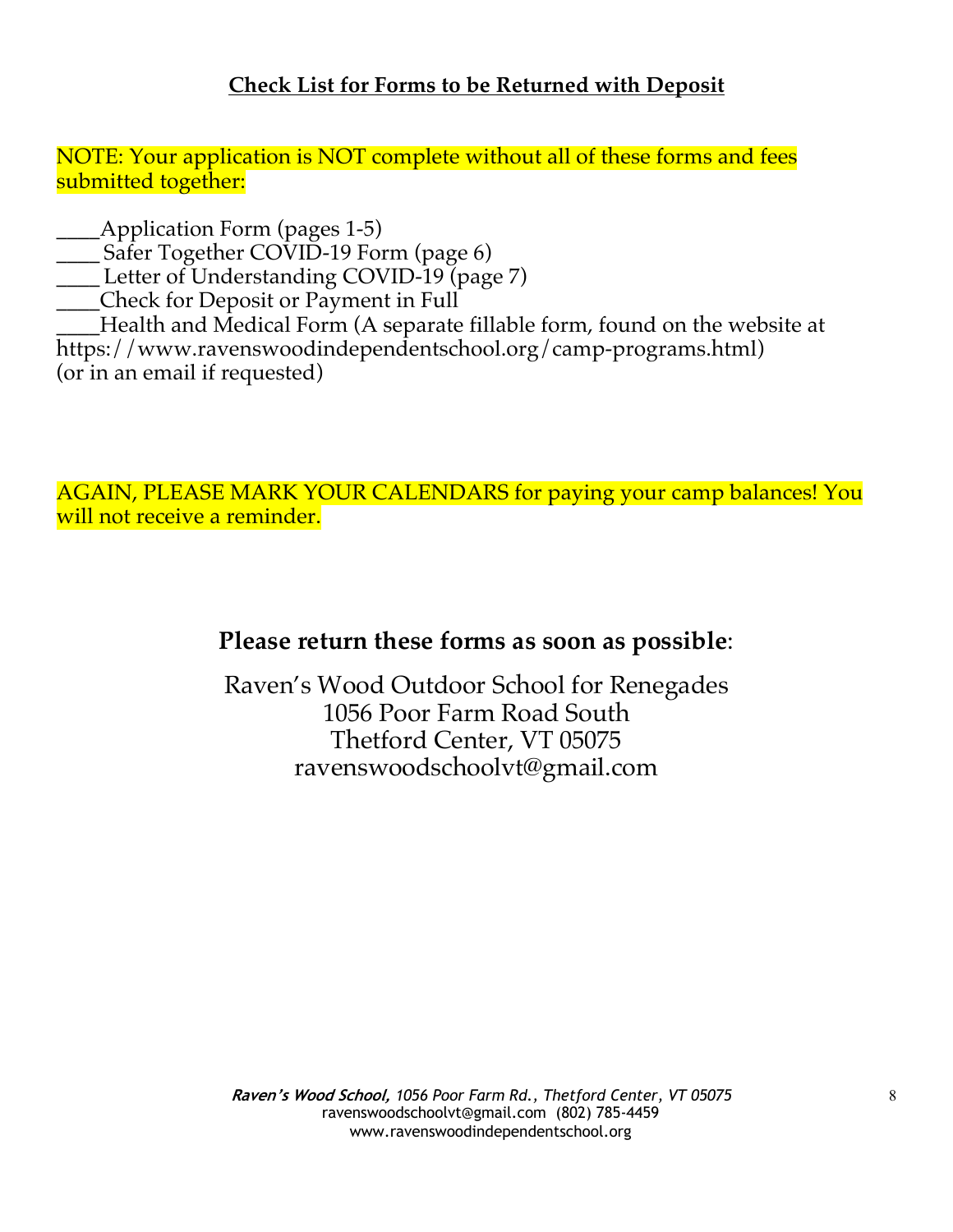## Check List for Forms to be Returned with Deposit

NOTE: Your application is NOT complete without all of these forms and fees submitted together:

____Application Form (pages 1-5)
____ Safer Together COVID-19 Form (page 6)
____ Letter of Understanding COVID-19 (page 7)
____Check for Deposit or Payment in Full
____Health and Medical Form (A separate fillable form, found on the website at https://www.ravenswoodindependentschool.org/camp-programs.html) (or in an email if requested)

AGAIN, PLEASE MARK YOUR CALENDARS for paying your camp balances! You will not receive a reminder.

**Please return these forms as soon as possible**:

Raven's Wood Outdoor School for Renegades
1056 Poor Farm Road South
Thetford Center, VT 05075
ravenswoodschoolvt@gmail.com